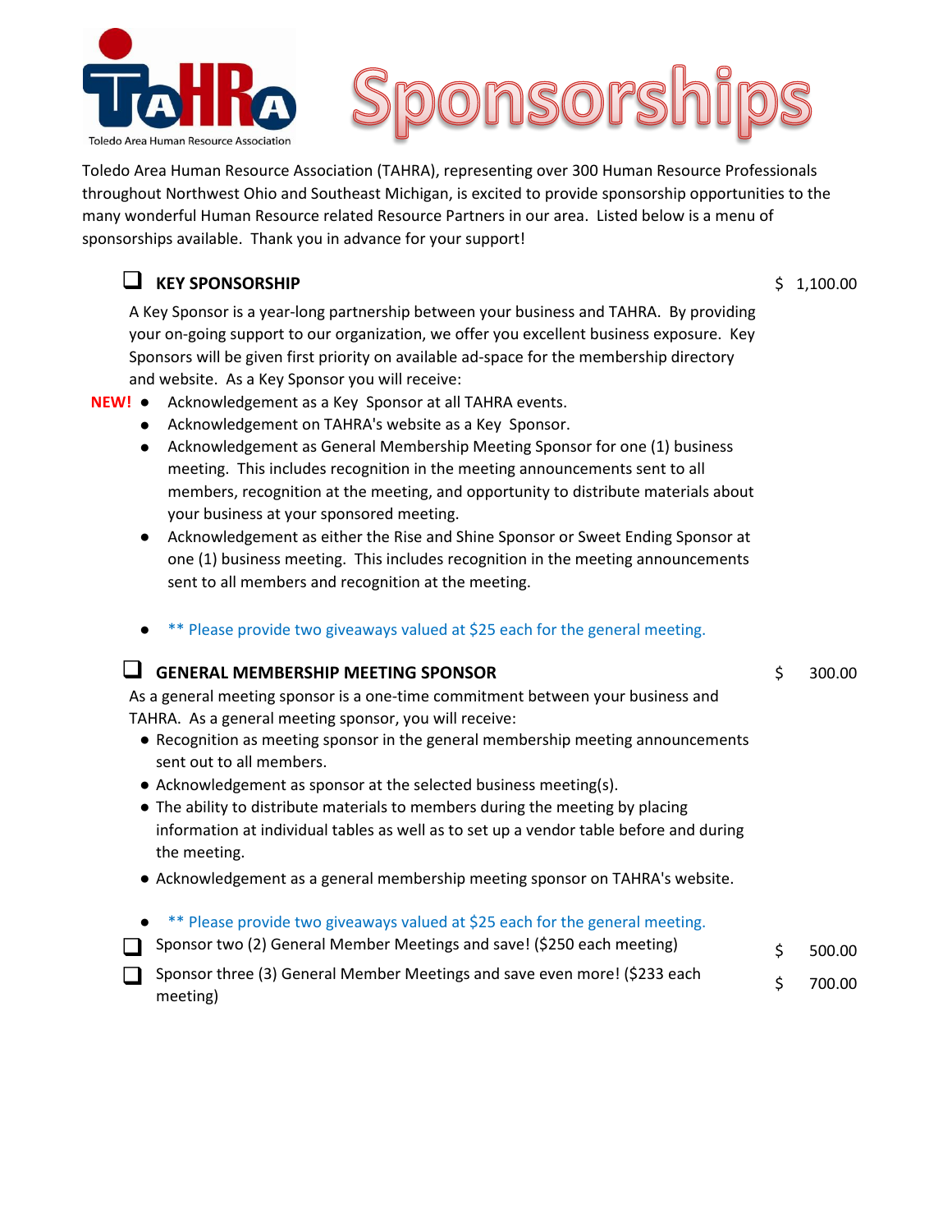# TAHRA Sponsorships

Toledo Area Human Resource Association

Toledo Area Human Resource Association (TAHRA), representing over 300 Human Resource Professionals throughout Northwest Ohio and Southeast Michigan, is excited to provide sponsorship opportunities to the many wonderful Human Resource related Resource Partners in our area. Listed below is a menu of sponsorships available. Thank you in advance for your support!

## ❑ KEY SPONSORSHIP — $ 1,100.00

A Key Sponsor is a year-long partnership between your business and TAHRA. By providing your on-going support to our organization, we offer you excellent business exposure. Key Sponsors will be given first priority on available ad-space for the membership directory and website. As a Key Sponsor you will receive:

- **NEW!** Acknowledgement as a Key Sponsor at all TAHRA events.
- Acknowledgement on TAHRA's website as a Key Sponsor.
- Acknowledgement as General Membership Meeting Sponsor for one (1) business meeting. This includes recognition in the meeting announcements sent to all members, recognition at the meeting, and opportunity to distribute materials about your business at your sponsored meeting.
- Acknowledgement as either the Rise and Shine Sponsor or Sweet Ending Sponsor at one (1) business meeting. This includes recognition in the meeting announcements sent to all members and recognition at the meeting.
- ** Please provide two giveaways valued at $25 each for the general meeting.

## ❑ GENERAL MEMBERSHIP MEETING SPONSOR — $ 300.00

As a general meeting sponsor is a one-time commitment between your business and TAHRA. As a general meeting sponsor, you will receive:

- Recognition as meeting sponsor in the general membership meeting announcements sent out to all members.
- Acknowledgement as sponsor at the selected business meeting(s).
- The ability to distribute materials to members during the meeting by placing information at individual tables as well as to set up a vendor table before and during the meeting.
- Acknowledgement as a general membership meeting sponsor on TAHRA's website.
- ** Please provide two giveaways valued at $25 each for the general meeting.

❑ Sponsor two (2) General Member Meetings and save! ($250 each meeting) — $ 500.00

❑ Sponsor three (3) General Member Meetings and save even more! ($233 each meeting) — $ 700.00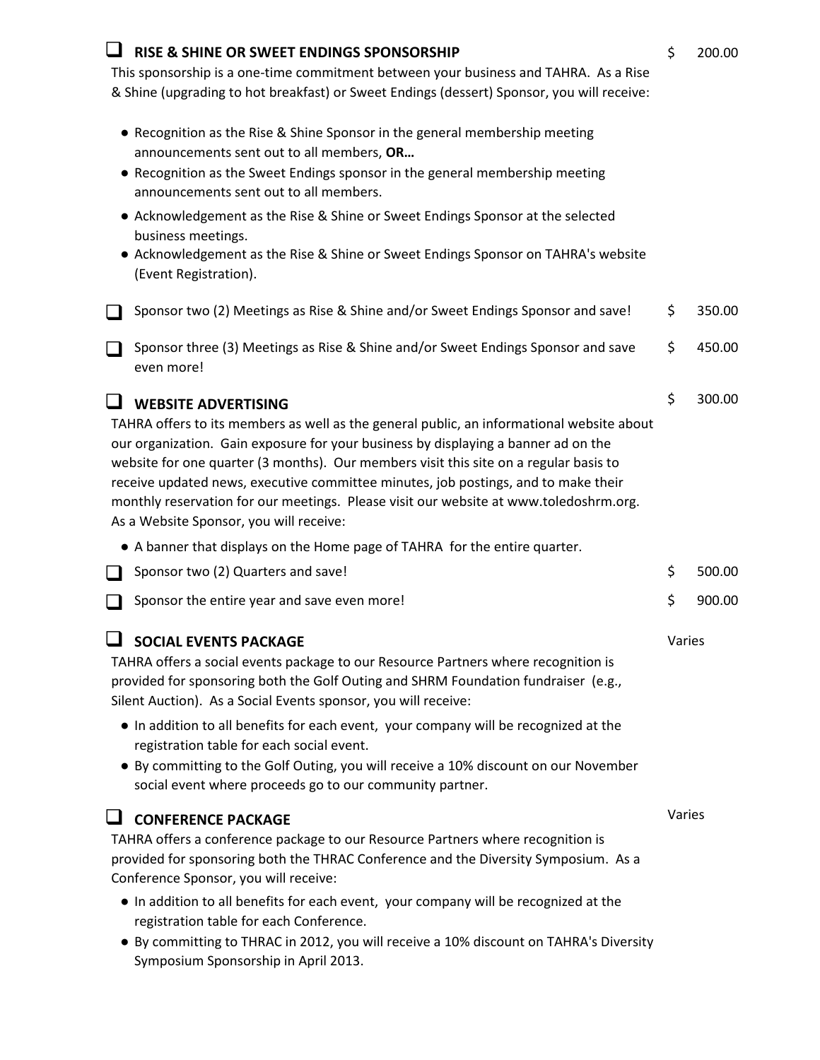- [ ] **RISE & SHINE OR SWEET ENDINGS SPONSORSHIP** — $ 200.00

This sponsorship is a one-time commitment between your business and TAHRA. As a Rise & Shine (upgrading to hot breakfast) or Sweet Endings (dessert) Sponsor, you will receive:

- Recognition as the Rise & Shine Sponsor in the general membership meeting announcements sent out to all members, **OR…**
- Recognition as the Sweet Endings sponsor in the general membership meeting announcements sent out to all members.
- Acknowledgement as the Rise & Shine or Sweet Endings Sponsor at the selected business meetings.
- Acknowledgement as the Rise & Shine or Sweet Endings Sponsor on TAHRA's website (Event Registration).

- [ ] Sponsor two (2) Meetings as Rise & Shine and/or Sweet Endings Sponsor and save! — $ 350.00
- [ ] Sponsor three (3) Meetings as Rise & Shine and/or Sweet Endings Sponsor and save even more! — $ 450.00

- [ ] **WEBSITE ADVERTISING** — $ 300.00

TAHRA offers to its members as well as the general public, an informational website about our organization. Gain exposure for your business by displaying a banner ad on the website for one quarter (3 months). Our members visit this site on a regular basis to receive updated news, executive committee minutes, job postings, and to make their monthly reservation for our meetings. Please visit our website at www.toledoshrm.org. As a Website Sponsor, you will receive:

- A banner that displays on the Home page of TAHRA for the entire quarter.

- [ ] Sponsor two (2) Quarters and save! — $ 500.00
- [ ] Sponsor the entire year and save even more! — $ 900.00

- [ ] **SOCIAL EVENTS PACKAGE** — Varies

TAHRA offers a social events package to our Resource Partners where recognition is provided for sponsoring both the Golf Outing and SHRM Foundation fundraiser (e.g., Silent Auction). As a Social Events sponsor, you will receive:

- In addition to all benefits for each event, your company will be recognized at the registration table for each social event.
- By committing to the Golf Outing, you will receive a 10% discount on our November social event where proceeds go to our community partner.

- [ ] **CONFERENCE PACKAGE** — Varies

TAHRA offers a conference package to our Resource Partners where recognition is provided for sponsoring both the THRAC Conference and the Diversity Symposium. As a Conference Sponsor, you will receive:

- In addition to all benefits for each event, your company will be recognized at the registration table for each Conference.
- By committing to THRAC in 2012, you will receive a 10% discount on TAHRA's Diversity Symposium Sponsorship in April 2013.